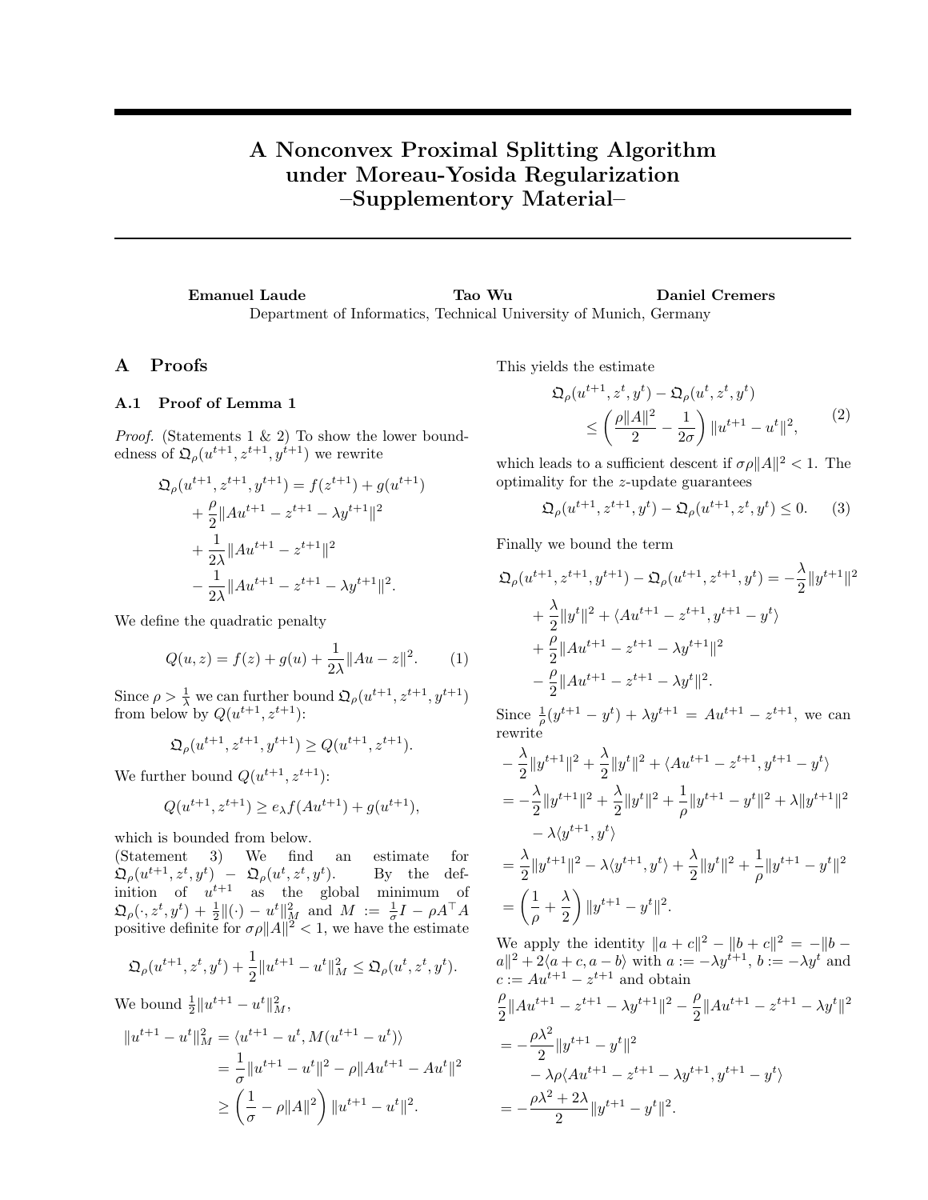# A Nonconvex Proximal Splitting Algorithm under Moreau-Yosida Regularization –Supplementory Material–

**Emanuel Laude** **Tao Wu** **Daniel Cremers**
Department of Informatics, Technical University of Munich, Germany

## A Proofs

### A.1 Proof of Lemma 1

*Proof.* (Statements 1 & 2) To show the lower boundedness of $\mathfrak{Q}_\rho(u^{t+1}, z^{t+1}, y^{t+1})$ we rewrite

$$
\begin{aligned}
\mathfrak{Q}_\rho(u^{t+1}, z^{t+1}, y^{t+1}) &= f(z^{t+1}) + g(u^{t+1}) \\
&+ \frac{\rho}{2}\|Au^{t+1} - z^{t+1} - \lambda y^{t+1}\|^2 \\
&+ \frac{1}{2\lambda}\|Au^{t+1} - z^{t+1}\|^2 \\
&- \frac{1}{2\lambda}\|Au^{t+1} - z^{t+1} - \lambda y^{t+1}\|^2.
\end{aligned}
$$

We define the quadratic penalty

$$
Q(u, z) = f(z) + g(u) + \frac{1}{2\lambda}\|Au - z\|^2. \tag{1}
$$

Since $\rho > \frac{1}{\lambda}$ we can further bound $\mathfrak{Q}_\rho(u^{t+1}, z^{t+1}, y^{t+1})$ from below by $Q(u^{t+1}, z^{t+1})$:

$$
\mathfrak{Q}_\rho(u^{t+1}, z^{t+1}, y^{t+1}) \geq Q(u^{t+1}, z^{t+1}).
$$

We further bound $Q(u^{t+1}, z^{t+1})$:

$$
Q(u^{t+1}, z^{t+1}) \geq e_\lambda f(Au^{t+1}) + g(u^{t+1}),
$$

which is bounded from below.
(Statement 3) We find an estimate for $\mathfrak{Q}_\rho(u^{t+1}, z^t, y^t) - \mathfrak{Q}_\rho(u^t, z^t, y^t)$. By the definition of $u^{t+1}$ as the global minimum of $\mathfrak{Q}_\rho(\cdot, z^t, y^t) + \frac{1}{2}\|(\cdot) - u^t\|_M^2$ and $M := \frac{1}{\sigma}I - \rho A^\top A$ positive definite for $\sigma\rho\|A\|^2 < 1$, we have the estimate

$$
\mathfrak{Q}_\rho(u^{t+1}, z^t, y^t) + \frac{1}{2}\|u^{t+1} - u^t\|_M^2 \leq \mathfrak{Q}_\rho(u^t, z^t, y^t).
$$

We bound $\frac{1}{2}\|u^{t+1} - u^t\|_M^2$,

$$
\begin{aligned}
\|u^{t+1} - u^t\|_M^2 &= \langle u^{t+1} - u^t, M(u^{t+1} - u^t)\rangle \\
&= \frac{1}{\sigma}\|u^{t+1} - u^t\|^2 - \rho\|Au^{t+1} - Au^t\|^2 \\
&\geq \left(\frac{1}{\sigma} - \rho\|A\|^2\right)\|u^{t+1} - u^t\|^2.
\end{aligned}
$$

This yields the estimate

$$
\begin{aligned}
&\mathfrak{Q}_\rho(u^{t+1}, z^t, y^t) - \mathfrak{Q}_\rho(u^t, z^t, y^t) \\
&\qquad \leq \left(\frac{\rho\|A\|^2}{2} - \frac{1}{2\sigma}\right)\|u^{t+1} - u^t\|^2,
\end{aligned} \tag{2}
$$

which leads to a sufficient descent if $\sigma\rho\|A\|^2 < 1$. The optimality for the $z$-update guarantees

$$
\mathfrak{Q}_\rho(u^{t+1}, z^{t+1}, y^t) - \mathfrak{Q}_\rho(u^{t+1}, z^t, y^t) \leq 0. \tag{3}
$$

Finally we bound the term

$$
\begin{aligned}
\mathfrak{Q}_\rho(u^{t+1}, z^{t+1}, y^{t+1}) - \mathfrak{Q}_\rho(u^{t+1}, z^{t+1}, y^t) &= -\frac{\lambda}{2}\|y^{t+1}\|^2 \\
&+ \frac{\lambda}{2}\|y^t\|^2 + \langle Au^{t+1} - z^{t+1}, y^{t+1} - y^t\rangle \\
&+ \frac{\rho}{2}\|Au^{t+1} - z^{t+1} - \lambda y^{t+1}\|^2 \\
&- \frac{\rho}{2}\|Au^{t+1} - z^{t+1} - \lambda y^t\|^2.
\end{aligned}
$$

Since $\frac{1}{\rho}(y^{t+1} - y^t) + \lambda y^{t+1} = Au^{t+1} - z^{t+1}$, we can rewrite

$$
\begin{aligned}
&-\frac{\lambda}{2}\|y^{t+1}\|^2 + \frac{\lambda}{2}\|y^t\|^2 + \langle Au^{t+1} - z^{t+1}, y^{t+1} - y^t\rangle \\
&= -\frac{\lambda}{2}\|y^{t+1}\|^2 + \frac{\lambda}{2}\|y^t\|^2 + \frac{1}{\rho}\|y^{t+1} - y^t\|^2 + \lambda\|y^{t+1}\|^2 \\
&\quad - \lambda\langle y^{t+1}, y^t\rangle \\
&= \frac{\lambda}{2}\|y^{t+1}\|^2 - \lambda\langle y^{t+1}, y^t\rangle + \frac{\lambda}{2}\|y^t\|^2 + \frac{1}{\rho}\|y^{t+1} - y^t\|^2 \\
&= \left(\frac{1}{\rho} + \frac{\lambda}{2}\right)\|y^{t+1} - y^t\|^2.
\end{aligned}
$$

We apply the identity $\|a + c\|^2 - \|b + c\|^2 = -\|b - a\|^2 + 2\langle a + c, a - b\rangle$ with $a := -\lambda y^{t+1}$, $b := -\lambda y^t$ and $c := Au^{t+1} - z^{t+1}$ and obtain

$$
\begin{aligned}
&\frac{\rho}{2}\|Au^{t+1} - z^{t+1} - \lambda y^{t+1}\|^2 - \frac{\rho}{2}\|Au^{t+1} - z^{t+1} - \lambda y^t\|^2 \\
&= -\frac{\rho\lambda^2}{2}\|y^{t+1} - y^t\|^2 \\
&\quad - \lambda\rho\langle Au^{t+1} - z^{t+1} - \lambda y^{t+1}, y^{t+1} - y^t\rangle \\
&= -\frac{\rho\lambda^2 + 2\lambda}{2}\|y^{t+1} - y^t\|^2.
\end{aligned}
$$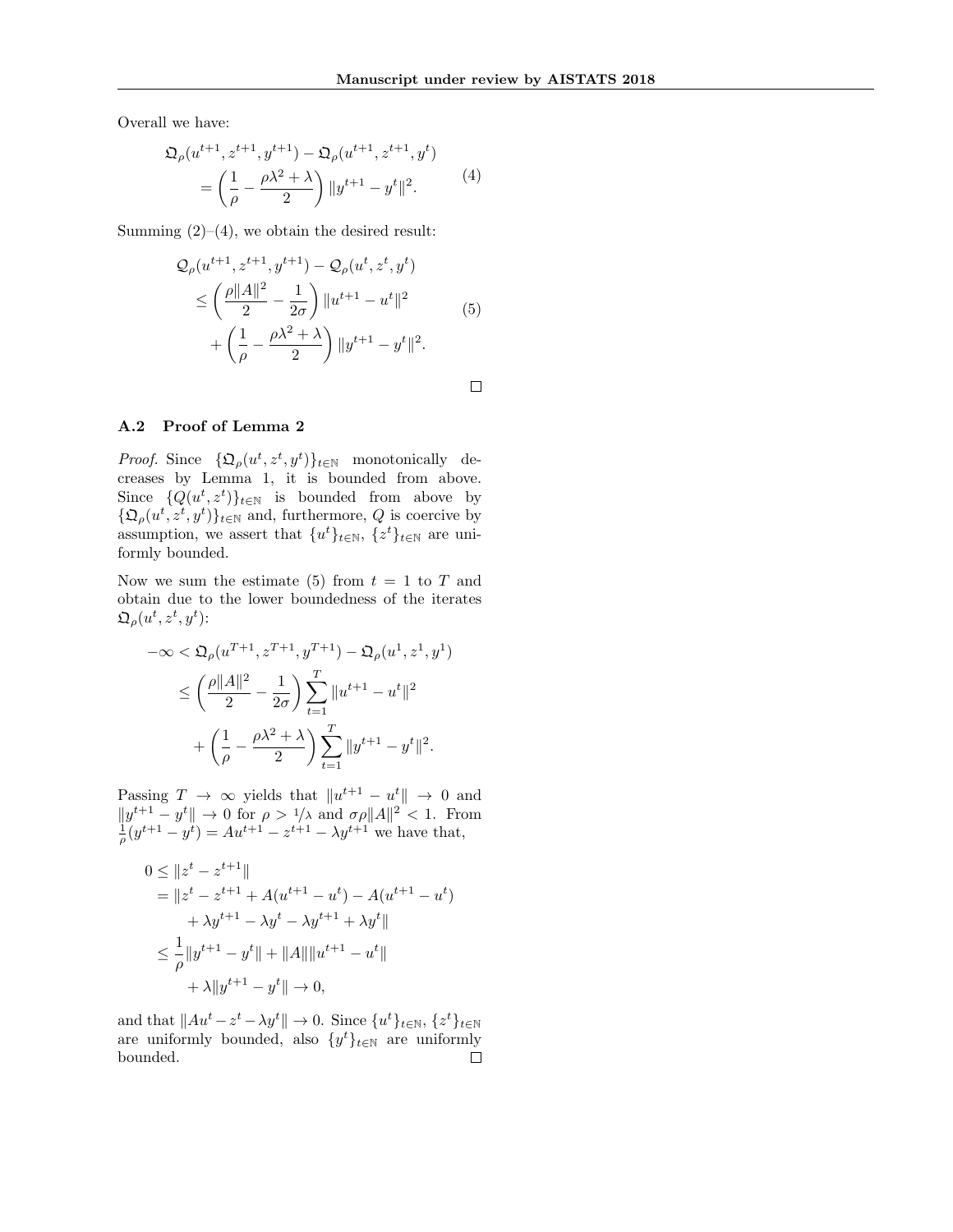Overall we have:

$$
\begin{aligned}
&\mathfrak{Q}_\rho(u^{t+1}, z^{t+1}, y^{t+1}) - \mathfrak{Q}_\rho(u^{t+1}, z^{t+1}, y^t) \\
&\quad = \left(\frac{1}{\rho} - \frac{\rho\lambda^2 + \lambda}{2}\right) \|y^{t+1} - y^t\|^2.
\end{aligned} \tag{4}
$$

Summing (2)–(4), we obtain the desired result:

$$
\begin{aligned}
&\mathcal{Q}_\rho(u^{t+1}, z^{t+1}, y^{t+1}) - \mathcal{Q}_\rho(u^t, z^t, y^t) \\
&\quad \leq \left(\frac{\rho\|A\|^2}{2} - \frac{1}{2\sigma}\right) \|u^{t+1} - u^t\|^2 \\
&\qquad + \left(\frac{1}{\rho} - \frac{\rho\lambda^2 + \lambda}{2}\right) \|y^{t+1} - y^t\|^2.
\end{aligned} \tag{5}
$$

□

### A.2 Proof of Lemma 2

*Proof.* Since $\{\mathfrak{Q}_\rho(u^t, z^t, y^t)\}_{t\in\mathbb{N}}$ monotonically decreases by Lemma 1, it is bounded from above. Since $\{Q(u^t, z^t)\}_{t\in\mathbb{N}}$ is bounded from above by $\{\mathfrak{Q}_\rho(u^t, z^t, y^t)\}_{t\in\mathbb{N}}$ and, furthermore, $Q$ is coercive by assumption, we assert that $\{u^t\}_{t\in\mathbb{N}}$, $\{z^t\}_{t\in\mathbb{N}}$ are uniformly bounded.

Now we sum the estimate (5) from $t = 1$ to $T$ and obtain due to the lower boundedness of the iterates $\mathfrak{Q}_\rho(u^t, z^t, y^t)$:

$$
\begin{aligned}
-\infty &< \mathfrak{Q}_\rho(u^{T+1}, z^{T+1}, y^{T+1}) - \mathfrak{Q}_\rho(u^1, z^1, y^1) \\
&\leq \left(\frac{\rho\|A\|^2}{2} - \frac{1}{2\sigma}\right) \sum_{t=1}^{T} \|u^{t+1} - u^t\|^2 \\
&\quad + \left(\frac{1}{\rho} - \frac{\rho\lambda^2 + \lambda}{2}\right) \sum_{t=1}^{T} \|y^{t+1} - y^t\|^2.
\end{aligned}
$$

Passing $T \to \infty$ yields that $\|u^{t+1} - u^t\| \to 0$ and $\|y^{t+1} - y^t\| \to 0$ for $\rho > 1/\lambda$ and $\sigma\rho\|A\|^2 < 1$. From $\frac{1}{\rho}(y^{t+1} - y^t) = Au^{t+1} - z^{t+1} - \lambda y^{t+1}$ we have that,

$$
\begin{aligned}
0 &\leq \|z^t - z^{t+1}\| \\
&= \|z^t - z^{t+1} + A(u^{t+1} - u^t) - A(u^{t+1} - u^t) \\
&\quad + \lambda y^{t+1} - \lambda y^t - \lambda y^{t+1} + \lambda y^t\| \\
&\leq \frac{1}{\rho}\|y^{t+1} - y^t\| + \|A\|\|u^{t+1} - u^t\| \\
&\quad + \lambda\|y^{t+1} - y^t\| \to 0,
\end{aligned}
$$

and that $\|Au^t - z^t - \lambda y^t\| \to 0$. Since $\{u^t\}_{t\in\mathbb{N}}$, $\{z^t\}_{t\in\mathbb{N}}$ are uniformly bounded, also $\{y^t\}_{t\in\mathbb{N}}$ are uniformly bounded. □